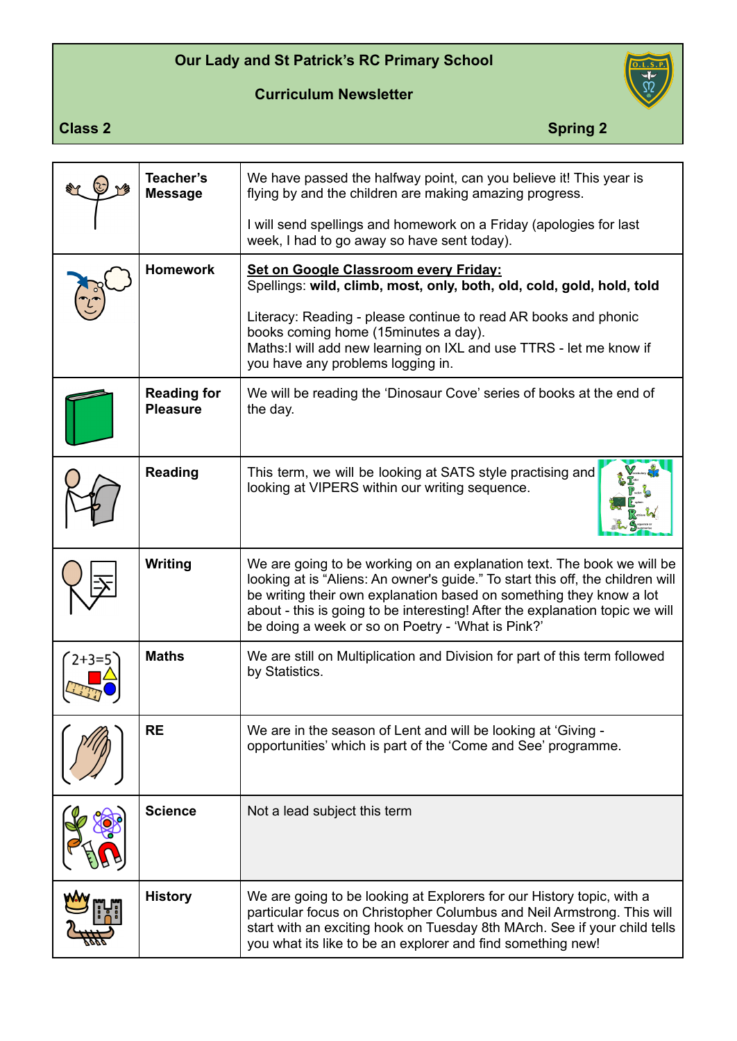# Our Lady and St Patrick's RC Primary School

## Curriculum Newsletter

**Class 2** | **Spring 2**

| | | |
|---|---|---|
| | **Teacher's Message** | We have passed the halfway point, can you believe it! This year is flying by and the children are making amazing progress.<br><br>I will send spellings and homework on a Friday (apologies for last week, I had to go away so have sent today). |
| | **Homework** | **Set on Google Classroom every Friday:**<br>Spellings: **wild, climb, most, only, both, old, cold, gold, hold, told**<br><br>Literacy: Reading - please continue to read AR books and phonic books coming home (15minutes a day).<br>Maths:I will add new learning on IXL and use TTRS - let me know if you have any problems logging in. |
| | **Reading for Pleasure** | We will be reading the 'Dinosaur Cove' series of books at the end of the day. |
| | **Reading** | This term, we will be looking at SATS style practising and looking at VIPERS within our writing sequence. |
| | **Writing** | We are going to be working on an explanation text. The book we will be looking at is "Aliens: An owner's guide." To start this off, the children will be writing their own explanation based on something they know a lot about - this is going to be interesting! After the explanation topic we will be doing a week or so on Poetry - 'What is Pink?' |
| | **Maths** | We are still on Multiplication and Division for part of this term followed by Statistics. |
| | **RE** | We are in the season of Lent and will be looking at 'Giving - opportunities' which is part of the 'Come and See' programme. |
| | **Science** | Not a lead subject this term |
| | **History** | We are going to be looking at Explorers for our History topic, with a particular focus on Christopher Columbus and Neil Armstrong. This will start with an exciting hook on Tuesday 8th MArch. See if your child tells you what its like to be an explorer and find something new! |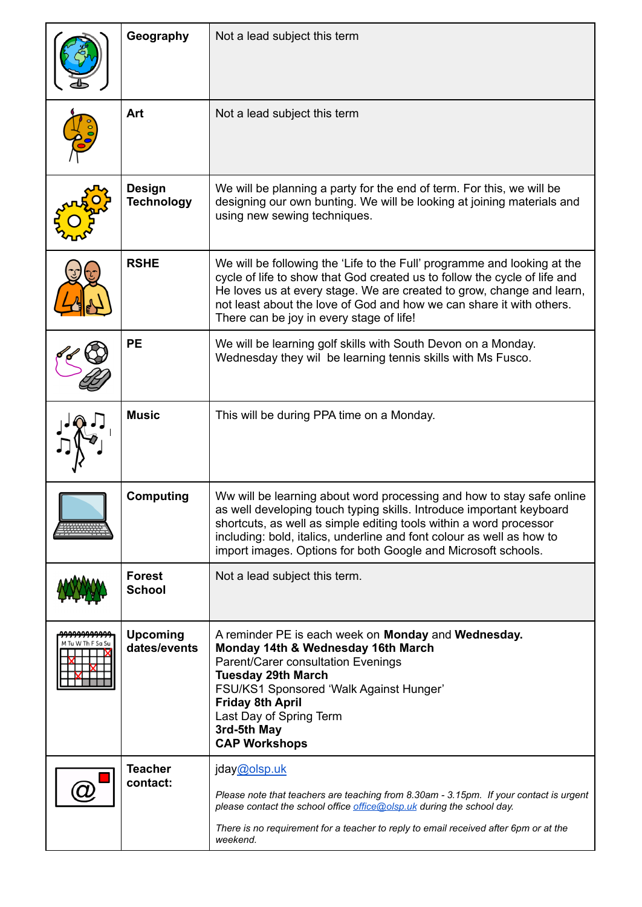| | | |
|---|---|---|
| | **Geography** | Not a lead subject this term |
| | **Art** | Not a lead subject this term |
| | **Design Technology** | We will be planning a party for the end of term. For this, we will be designing our own bunting. We will be looking at joining materials and using new sewing techniques. |
| | **RSHE** | We will be following the 'Life to the Full' programme and looking at the cycle of life to show that God created us to follow the cycle of life and He loves us at every stage. We are created to grow, change and learn, not least about the love of God and how we can share it with others. There can be joy in every stage of life! |
| | **PE** | We will be learning golf skills with South Devon on a Monday. Wednesday they wil  be learning tennis skills with Ms Fusco. |
| | **Music** | This will be during PPA time on a Monday. |
| | **Computing** | Ww will be learning about word processing and how to stay safe online as well developing touch typing skills. Introduce important keyboard shortcuts, as well as simple editing tools within a word processor including: bold, italics, underline and font colour as well as how to import images. Options for both Google and Microsoft schools. |
| | **Forest School** | Not a lead subject this term. |
| | **Upcoming dates/events** | A reminder PE is each week on **Monday** and **Wednesday.**<br>**Monday 14th & Wednesday 16th March**<br>Parent/Carer consultation Evenings<br>**Tuesday 29th March**<br>FSU/KS1 Sponsored 'Walk Against Hunger'<br>**Friday 8th April**<br>Last Day of Spring Term<br>**3rd-5th May**<br>**CAP Workshops** |
| | **Teacher contact:** | jday@olsp.uk<br><br>*Please note that teachers are teaching from 8.30am - 3.15pm.  If your contact is urgent please contact the school office office@olsp.uk during the school day.*<br><br>*There is no requirement for a teacher to reply to email received after 6pm or at the weekend.* |